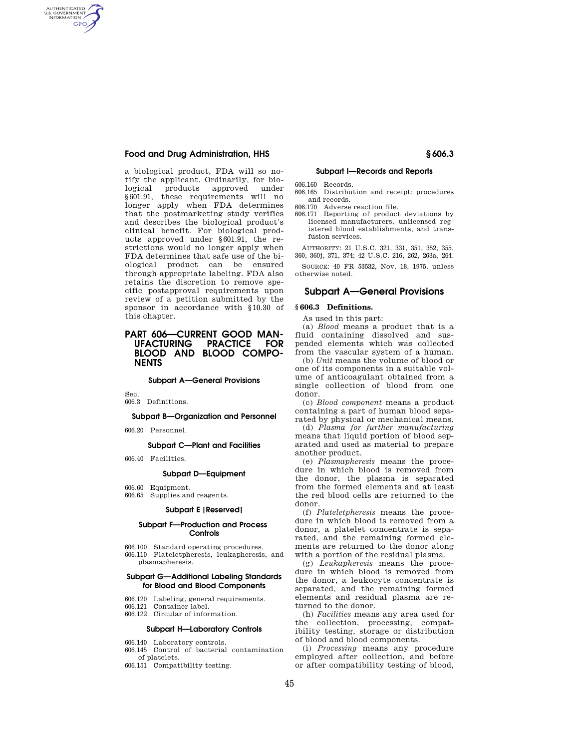a biological product, FDA will so notify the applicant. Ordinarily, for biological products approved under §601.91, these requirements will no longer apply when FDA determines that the postmarketing study verifies and describes the biological product's clinical benefit. For biological products approved under §601.91, the restrictions would no longer apply when FDA determines that safe use of the biological product can be ensured through appropriate labeling. FDA also retains the discretion to remove specific postapproval requirements upon review of a petition submitted by the sponsor in accordance with §10.30 of this chapter.

# PART 606—CURRENT GOOD MANUFACTURING PRACTICE FOR BLOOD AND BLOOD COMPONENTS

### Subpart A—General Provisions

Sec.
606.3 Definitions.

### Subpart B—Organization and Personnel

606.20 Personnel.

### Subpart C—Plant and Facilities

606.40 Facilities.

### Subpart D—Equipment

606.60 Equipment.
606.65 Supplies and reagents.

### Subpart E [Reserved]

### Subpart F—Production and Process Controls

606.100 Standard operating procedures.
606.110 Plateletpheresis, leukapheresis, and plasmapheresis.

### Subpart G—Additional Labeling Standards for Blood and Blood Components

606.120 Labeling, general requirements.
606.121 Container label.
606.122 Circular of information.

### Subpart H—Laboratory Controls

606.140 Laboratory controls.
606.145 Control of bacterial contamination of platelets.
606.151 Compatibility testing.

### Subpart I—Records and Reports

606.160 Records.
606.165 Distribution and receipt; procedures and records.
606.170 Adverse reaction file.
606.171 Reporting of product deviations by licensed manufacturers, unlicensed registered blood establishments, and transfusion services.

AUTHORITY: 21 U.S.C. 321, 331, 351, 352, 355, 360, 360j, 371, 374; 42 U.S.C. 216, 262, 263a, 264.

SOURCE: 40 FR 53532, Nov. 18, 1975, unless otherwise noted.

## Subpart A—General Provisions

### § 606.3 Definitions.

As used in this part:

(a) *Blood* means a product that is a fluid containing dissolved and suspended elements which was collected from the vascular system of a human.

(b) *Unit* means the volume of blood or one of its components in a suitable volume of anticoagulant obtained from a single collection of blood from one donor.

(c) *Blood component* means a product containing a part of human blood separated by physical or mechanical means.

(d) *Plasma for further manufacturing* means that liquid portion of blood separated and used as material to prepare another product.

(e) *Plasmapheresis* means the procedure in which blood is removed from the donor, the plasma is separated from the formed elements and at least the red blood cells are returned to the donor.

(f) *Plateletpheresis* means the procedure in which blood is removed from a donor, a platelet concentrate is separated, and the remaining formed elements are returned to the donor along with a portion of the residual plasma.

(g) *Leukapheresis* means the procedure in which blood is removed from the donor, a leukocyte concentrate is separated, and the remaining formed elements and residual plasma are returned to the donor.

(h) *Facilities* means any area used for the collection, processing, compatibility testing, storage or distribution of blood and blood components.

(i) *Processing* means any procedure employed after collection, and before or after compatibility testing of blood,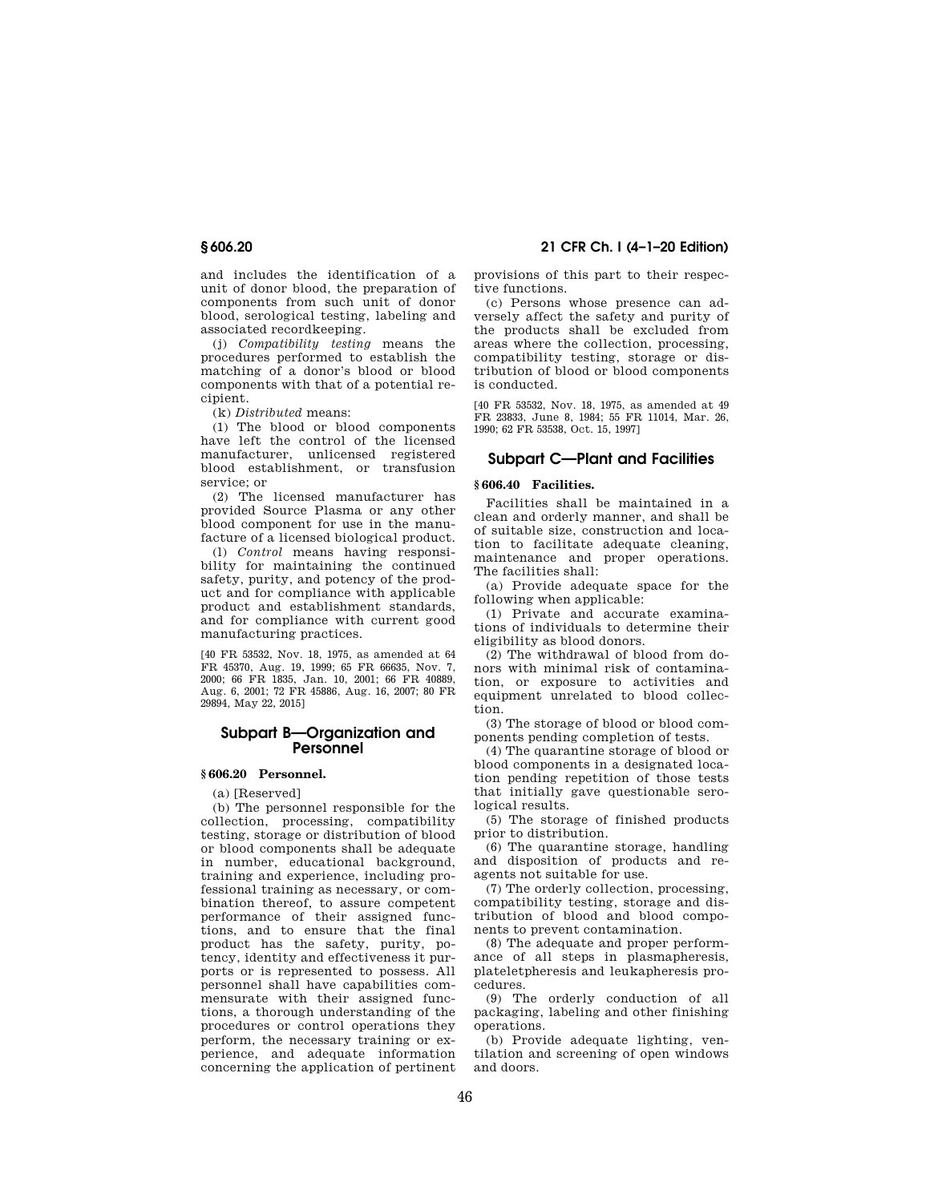and includes the identification of a unit of donor blood, the preparation of components from such unit of donor blood, serological testing, labeling and associated recordkeeping.

(j) *Compatibility testing* means the procedures performed to establish the matching of a donor's blood or blood components with that of a potential recipient.

(k) *Distributed* means:

(1) The blood or blood components have left the control of the licensed manufacturer, unlicensed registered blood establishment, or transfusion service; or

(2) The licensed manufacturer has provided Source Plasma or any other blood component for use in the manufacture of a licensed biological product.

(l) *Control* means having responsibility for maintaining the continued safety, purity, and potency of the product and for compliance with applicable product and establishment standards, and for compliance with current good manufacturing practices.

[40 FR 53532, Nov. 18, 1975, as amended at 64 FR 45370, Aug. 19, 1999; 65 FR 66635, Nov. 7, 2000; 66 FR 1835, Jan. 10, 2001; 66 FR 40889, Aug. 6, 2001; 72 FR 45886, Aug. 16, 2007; 80 FR 29894, May 22, 2015]

## Subpart B—Organization and Personnel

### § 606.20 Personnel.

(a) [Reserved]

(b) The personnel responsible for the collection, processing, compatibility testing, storage or distribution of blood or blood components shall be adequate in number, educational background, training and experience, including professional training as necessary, or combination thereof, to assure competent performance of their assigned functions, and to ensure that the final product has the safety, purity, potency, identity and effectiveness it purports or is represented to possess. All personnel shall have capabilities commensurate with their assigned functions, a thorough understanding of the procedures or control operations they perform, the necessary training or experience, and adequate information concerning the application of pertinent provisions of this part to their respective functions.

(c) Persons whose presence can adversely affect the safety and purity of the products shall be excluded from areas where the collection, processing, compatibility testing, storage or distribution of blood or blood components is conducted.

[40 FR 53532, Nov. 18, 1975, as amended at 49 FR 23833, June 8, 1984; 55 FR 11014, Mar. 26, 1990; 62 FR 53538, Oct. 15, 1997]

## Subpart C—Plant and Facilities

### § 606.40 Facilities.

Facilities shall be maintained in a clean and orderly manner, and shall be of suitable size, construction and location to facilitate adequate cleaning, maintenance and proper operations. The facilities shall:

(a) Provide adequate space for the following when applicable:

(1) Private and accurate examinations of individuals to determine their eligibility as blood donors.

(2) The withdrawal of blood from donors with minimal risk of contamination, or exposure to activities and equipment unrelated to blood collection.

(3) The storage of blood or blood components pending completion of tests.

(4) The quarantine storage of blood or blood components in a designated location pending repetition of those tests that initially gave questionable serological results.

(5) The storage of finished products prior to distribution.

(6) The quarantine storage, handling and disposition of products and reagents not suitable for use.

(7) The orderly collection, processing, compatibility testing, storage and distribution of blood and blood components to prevent contamination.

(8) The adequate and proper performance of all steps in plasmapheresis, plateletpheresis and leukapheresis procedures.

(9) The orderly conduction of all packaging, labeling and other finishing operations.

(b) Provide adequate lighting, ventilation and screening of open windows and doors.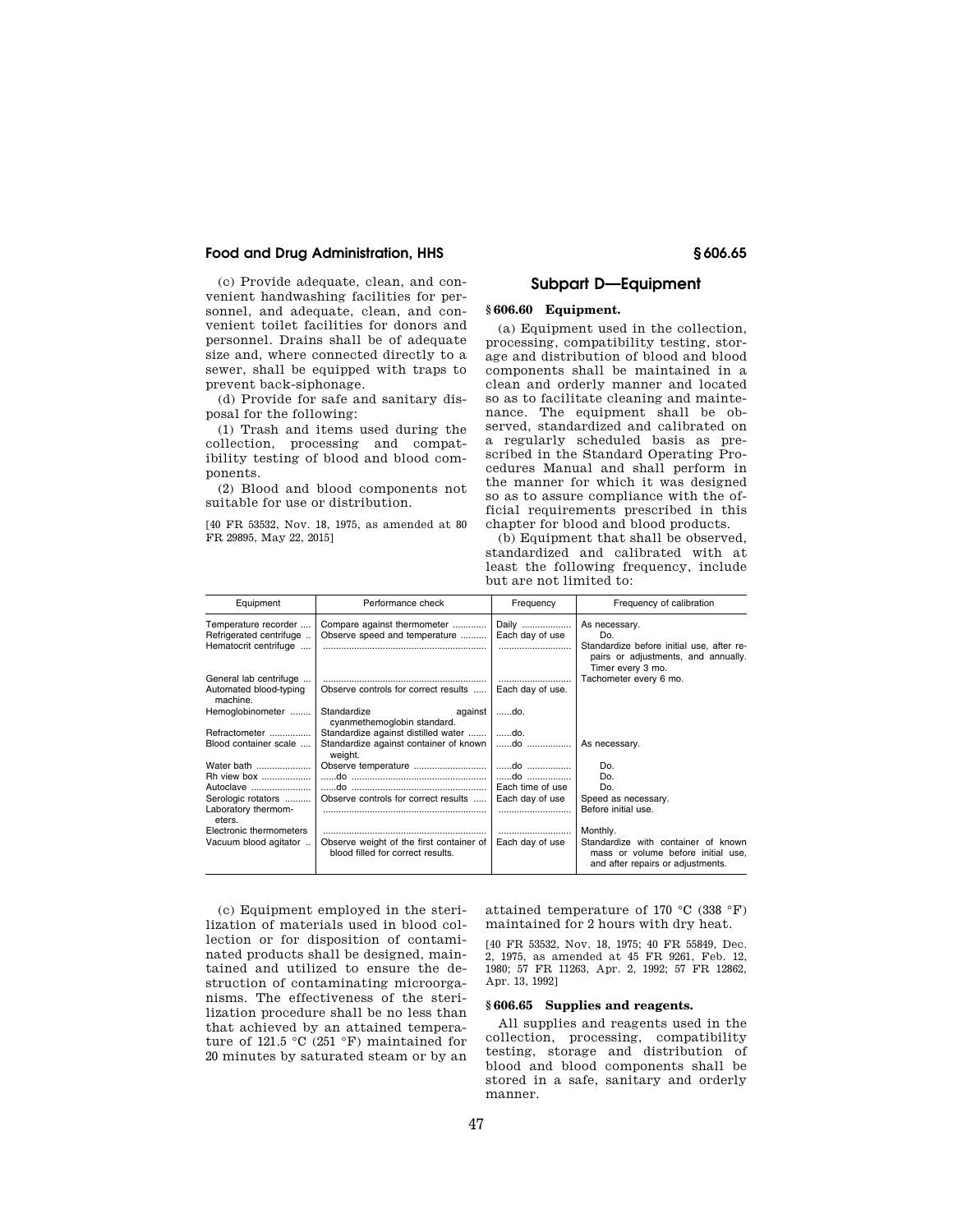(c) Provide adequate, clean, and convenient handwashing facilities for personnel, and adequate, clean, and convenient toilet facilities for donors and personnel. Drains shall be of adequate size and, where connected directly to a sewer, shall be equipped with traps to prevent back-siphonage.

(d) Provide for safe and sanitary disposal for the following:

(1) Trash and items used during the collection, processing and compatibility testing of blood and blood components.

(2) Blood and blood components not suitable for use or distribution.

[40 FR 53532, Nov. 18, 1975, as amended at 80 FR 29895, May 22, 2015]

## Subpart D—Equipment

### § 606.60 Equipment.

(a) Equipment used in the collection, processing, compatibility testing, storage and distribution of blood and blood components shall be maintained in a clean and orderly manner and located so as to facilitate cleaning and maintenance. The equipment shall be observed, standardized and calibrated on a regularly scheduled basis as prescribed in the Standard Operating Procedures Manual and shall perform in the manner for which it was designed so as to assure compliance with the official requirements prescribed in this chapter for blood and blood products.

(b) Equipment that shall be observed, standardized and calibrated with at least the following frequency, include but are not limited to:

| Equipment | Performance check | Frequency | Frequency of calibration |
|---|---|---|---|
| Temperature recorder | Compare against thermometer | Daily | As necessary. |
| Refrigerated centrifuge | Observe speed and temperature | Each day of use | Do. |
| Hematocrit centrifuge | | | Standardize before initial use, after repairs or adjustments, and annually. Timer every 3 mo. |
| General lab centrifuge | | | Tachometer every 6 mo. |
| Automated blood-typing machine. | Observe controls for correct results | Each day of use. | |
| Hemoglobinometer | Standardize against cyanmethemoglobin standard. | ......do. | |
| Refractometer | Standardize against distilled water | ......do. | |
| Blood container scale | Standardize against container of known weight. | ......do | As necessary. |
| Water bath | Observe temperature | ......do | Do. |
| Rh view box | ......do | ......do | Do. |
| Autoclave | ......do | Each time of use | Do. |
| Serologic rotators | Observe controls for correct results | Each day of use | Speed as necessary. |
| Laboratory thermometers. | | | Before initial use. |
| Electronic thermometers | | | Monthly. |
| Vacuum blood agitator | Observe weight of the first container of blood filled for correct results. | Each day of use | Standardize with container of known mass or volume before initial use, and after repairs or adjustments. |

(c) Equipment employed in the sterilization of materials used in blood collection or for disposition of contaminated products shall be designed, maintained and utilized to ensure the destruction of contaminating microorganisms. The effectiveness of the sterilization procedure shall be no less than that achieved by an attained temperature of 121.5 °C (251 °F) maintained for 20 minutes by saturated steam or by an attained temperature of 170 °C (338 °F) maintained for 2 hours with dry heat.

[40 FR 53532, Nov. 18, 1975; 40 FR 55849, Dec. 2, 1975, as amended at 45 FR 9261, Feb. 12, 1980; 57 FR 11263, Apr. 2, 1992; 57 FR 12862, Apr. 13, 1992]

### § 606.65 Supplies and reagents.

All supplies and reagents used in the collection, processing, compatibility testing, storage and distribution of blood and blood components shall be stored in a safe, sanitary and orderly manner.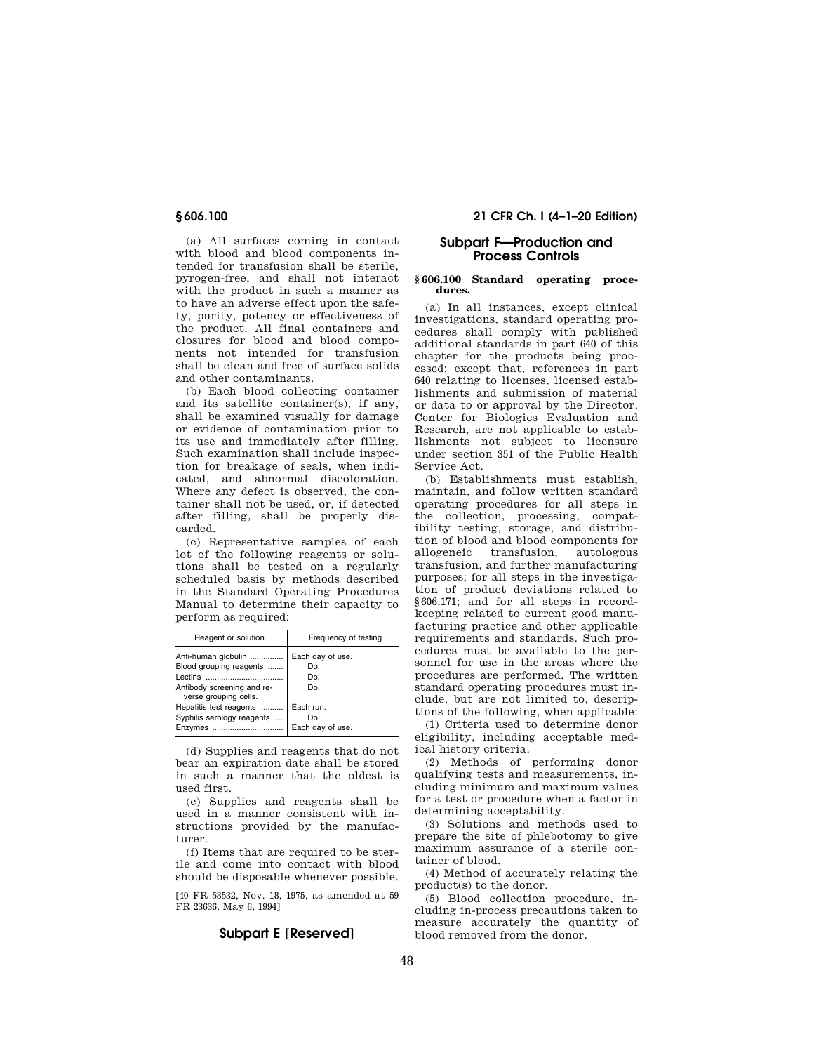(a) All surfaces coming in contact with blood and blood components intended for transfusion shall be sterile, pyrogen-free, and shall not interact with the product in such a manner as to have an adverse effect upon the safety, purity, potency or effectiveness of the product. All final containers and closures for blood and blood components not intended for transfusion shall be clean and free of surface solids and other contaminants.

(b) Each blood collecting container and its satellite container(s), if any, shall be examined visually for damage or evidence of contamination prior to its use and immediately after filling. Such examination shall include inspection for breakage of seals, when indicated, and abnormal discoloration. Where any defect is observed, the container shall not be used, or, if detected after filling, shall be properly discarded.

(c) Representative samples of each lot of the following reagents or solutions shall be tested on a regularly scheduled basis by methods described in the Standard Operating Procedures Manual to determine their capacity to perform as required:

| Reagent or solution | Frequency of testing |
|---|---|
| Anti-human globulin | Each day of use. |
| Blood grouping reagents | Do. |
| Lectins | Do. |
| Antibody screening and reverse grouping cells. | Do. |
| Hepatitis test reagents | Each run. |
| Syphilis serology reagents | Do. |
| Enzymes | Each day of use. |

(d) Supplies and reagents that do not bear an expiration date shall be stored in such a manner that the oldest is used first.

(e) Supplies and reagents shall be used in a manner consistent with instructions provided by the manufacturer.

(f) Items that are required to be sterile and come into contact with blood should be disposable whenever possible.

[40 FR 53532, Nov. 18, 1975, as amended at 59 FR 23636, May 6, 1994]

## Subpart E [Reserved]

## Subpart F—Production and Process Controls

### § 606.100 Standard operating procedures.

(a) In all instances, except clinical investigations, standard operating procedures shall comply with published additional standards in part 640 of this chapter for the products being processed; except that, references in part 640 relating to licenses, licensed establishments and submission of material or data to or approval by the Director, Center for Biologics Evaluation and Research, are not applicable to establishments not subject to licensure under section 351 of the Public Health Service Act.

(b) Establishments must establish, maintain, and follow written standard operating procedures for all steps in the collection, processing, compatibility testing, storage, and distribution of blood and blood components for allogeneic transfusion, autologous transfusion, and further manufacturing purposes; for all steps in the investigation of product deviations related to §606.171; and for all steps in recordkeeping related to current good manufacturing practice and other applicable requirements and standards. Such procedures must be available to the personnel for use in the areas where the procedures are performed. The written standard operating procedures must include, but are not limited to, descriptions of the following, when applicable:

(1) Criteria used to determine donor eligibility, including acceptable medical history criteria.

(2) Methods of performing donor qualifying tests and measurements, including minimum and maximum values for a test or procedure when a factor in determining acceptability.

(3) Solutions and methods used to prepare the site of phlebotomy to give maximum assurance of a sterile container of blood.

(4) Method of accurately relating the product(s) to the donor.

(5) Blood collection procedure, including in-process precautions taken to measure accurately the quantity of blood removed from the donor.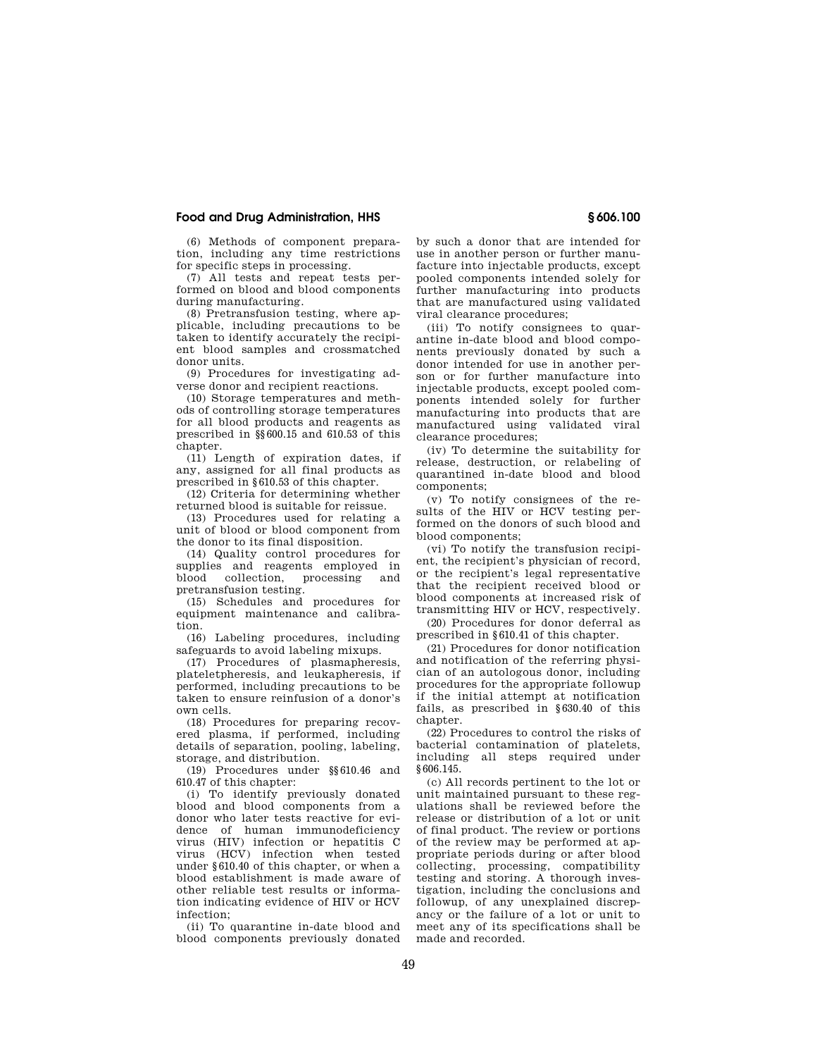(6) Methods of component preparation, including any time restrictions for specific steps in processing.

(7) All tests and repeat tests performed on blood and blood components during manufacturing.

(8) Pretransfusion testing, where applicable, including precautions to be taken to identify accurately the recipient blood samples and crossmatched donor units.

(9) Procedures for investigating adverse donor and recipient reactions.

(10) Storage temperatures and methods of controlling storage temperatures for all blood products and reagents as prescribed in §§600.15 and 610.53 of this chapter.

(11) Length of expiration dates, if any, assigned for all final products as prescribed in §610.53 of this chapter.

(12) Criteria for determining whether returned blood is suitable for reissue.

(13) Procedures used for relating a unit of blood or blood component from the donor to its final disposition.

(14) Quality control procedures for supplies and reagents employed in blood collection, processing and pretransfusion testing.

(15) Schedules and procedures for equipment maintenance and calibration.

(16) Labeling procedures, including safeguards to avoid labeling mixups.

(17) Procedures of plasmapheresis, plateletpheresis, and leukapheresis, if performed, including precautions to be taken to ensure reinfusion of a donor's own cells.

(18) Procedures for preparing recovered plasma, if performed, including details of separation, pooling, labeling, storage, and distribution.

(19) Procedures under §§610.46 and 610.47 of this chapter:

(i) To identify previously donated blood and blood components from a donor who later tests reactive for evidence of human immunodeficiency virus (HIV) infection or hepatitis C virus (HCV) infection when tested under §610.40 of this chapter, or when a blood establishment is made aware of other reliable test results or information indicating evidence of HIV or HCV infection;

(ii) To quarantine in-date blood and blood components previously donated by such a donor that are intended for use in another person or further manufacture into injectable products, except pooled components intended solely for further manufacturing into products that are manufactured using validated viral clearance procedures;

(iii) To notify consignees to quarantine in-date blood and blood components previously donated by such a donor intended for use in another person or for further manufacture into injectable products, except pooled components intended solely for further manufacturing into products that are manufactured using validated viral clearance procedures;

(iv) To determine the suitability for release, destruction, or relabeling of quarantined in-date blood and blood components;

(v) To notify consignees of the results of the HIV or HCV testing performed on the donors of such blood and blood components;

(vi) To notify the transfusion recipient, the recipient's physician of record, or the recipient's legal representative that the recipient received blood or blood components at increased risk of transmitting HIV or HCV, respectively.

(20) Procedures for donor deferral as prescribed in §610.41 of this chapter.

(21) Procedures for donor notification and notification of the referring physician of an autologous donor, including procedures for the appropriate followup if the initial attempt at notification fails, as prescribed in §630.40 of this chapter.

(22) Procedures to control the risks of bacterial contamination of platelets, including all steps required under §606.145.

(c) All records pertinent to the lot or unit maintained pursuant to these regulations shall be reviewed before the release or distribution of a lot or unit of final product. The review or portions of the review may be performed at appropriate periods during or after blood collecting, processing, compatibility testing and storing. A thorough investigation, including the conclusions and followup, of any unexplained discrepancy or the failure of a lot or unit to meet any of its specifications shall be made and recorded.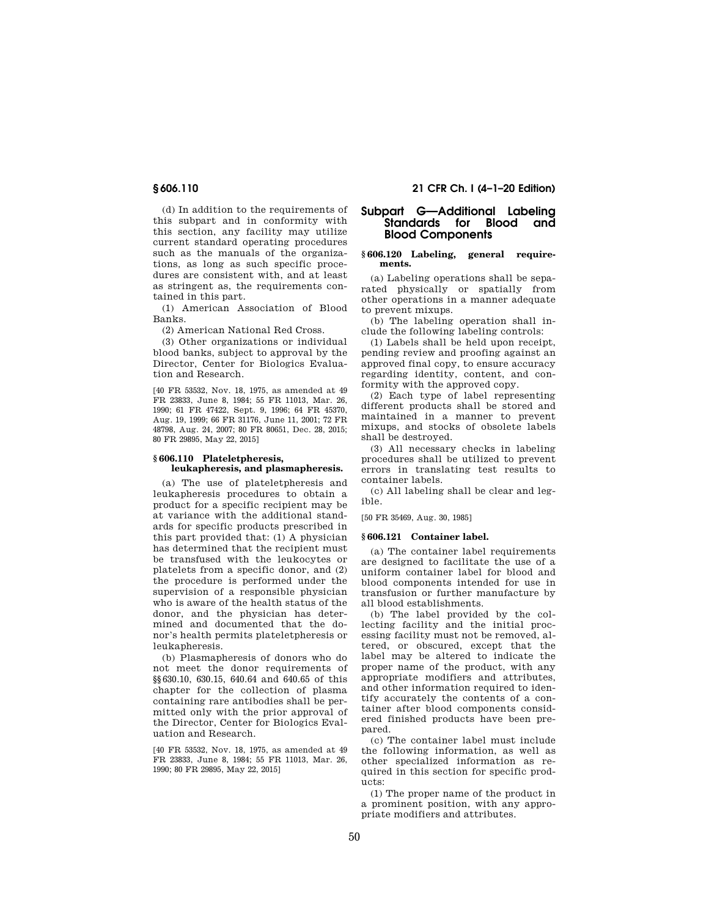(d) In addition to the requirements of this subpart and in conformity with this section, any facility may utilize current standard operating procedures such as the manuals of the organizations, as long as such specific procedures are consistent with, and at least as stringent as, the requirements contained in this part.

(1) American Association of Blood Banks.

(2) American National Red Cross.

(3) Other organizations or individual blood banks, subject to approval by the Director, Center for Biologics Evaluation and Research.

[40 FR 53532, Nov. 18, 1975, as amended at 49 FR 23833, June 8, 1984; 55 FR 11013, Mar. 26, 1990; 61 FR 47422, Sept. 9, 1996; 64 FR 45370, Aug. 19, 1999; 66 FR 31176, June 11, 2001; 72 FR 48798, Aug. 24, 2007; 80 FR 80651, Dec. 28, 2015; 80 FR 29895, May 22, 2015]

### § 606.110 Plateletpheresis, leukapheresis, and plasmapheresis.

(a) The use of plateletpheresis and leukapheresis procedures to obtain a product for a specific recipient may be at variance with the additional standards for specific products prescribed in this part provided that: (1) A physician has determined that the recipient must be transfused with the leukocytes or platelets from a specific donor, and (2) the procedure is performed under the supervision of a responsible physician who is aware of the health status of the donor, and the physician has determined and documented that the donor's health permits plateletpheresis or leukapheresis.

(b) Plasmapheresis of donors who do not meet the donor requirements of §§ 630.10, 630.15, 640.64 and 640.65 of this chapter for the collection of plasma containing rare antibodies shall be permitted only with the prior approval of the Director, Center for Biologics Evaluation and Research.

[40 FR 53532, Nov. 18, 1975, as amended at 49 FR 23833, June 8, 1984; 55 FR 11013, Mar. 26, 1990; 80 FR 29895, May 22, 2015]

## Subpart G—Additional Labeling Standards for Blood and Blood Components

### § 606.120 Labeling, general requirements.

(a) Labeling operations shall be separated physically or spatially from other operations in a manner adequate to prevent mixups.

(b) The labeling operation shall include the following labeling controls:

(1) Labels shall be held upon receipt, pending review and proofing against an approved final copy, to ensure accuracy regarding identity, content, and conformity with the approved copy.

(2) Each type of label representing different products shall be stored and maintained in a manner to prevent mixups, and stocks of obsolete labels shall be destroyed.

(3) All necessary checks in labeling procedures shall be utilized to prevent errors in translating test results to container labels.

(c) All labeling shall be clear and legible.

[50 FR 35469, Aug. 30, 1985]

### § 606.121 Container label.

(a) The container label requirements are designed to facilitate the use of a uniform container label for blood and blood components intended for use in transfusion or further manufacture by all blood establishments.

(b) The label provided by the collecting facility and the initial processing facility must not be removed, altered, or obscured, except that the label may be altered to indicate the proper name of the product, with any appropriate modifiers and attributes, and other information required to identify accurately the contents of a container after blood components considered finished products have been prepared.

(c) The container label must include the following information, as well as other specialized information as required in this section for specific products:

(1) The proper name of the product in a prominent position, with any appropriate modifiers and attributes.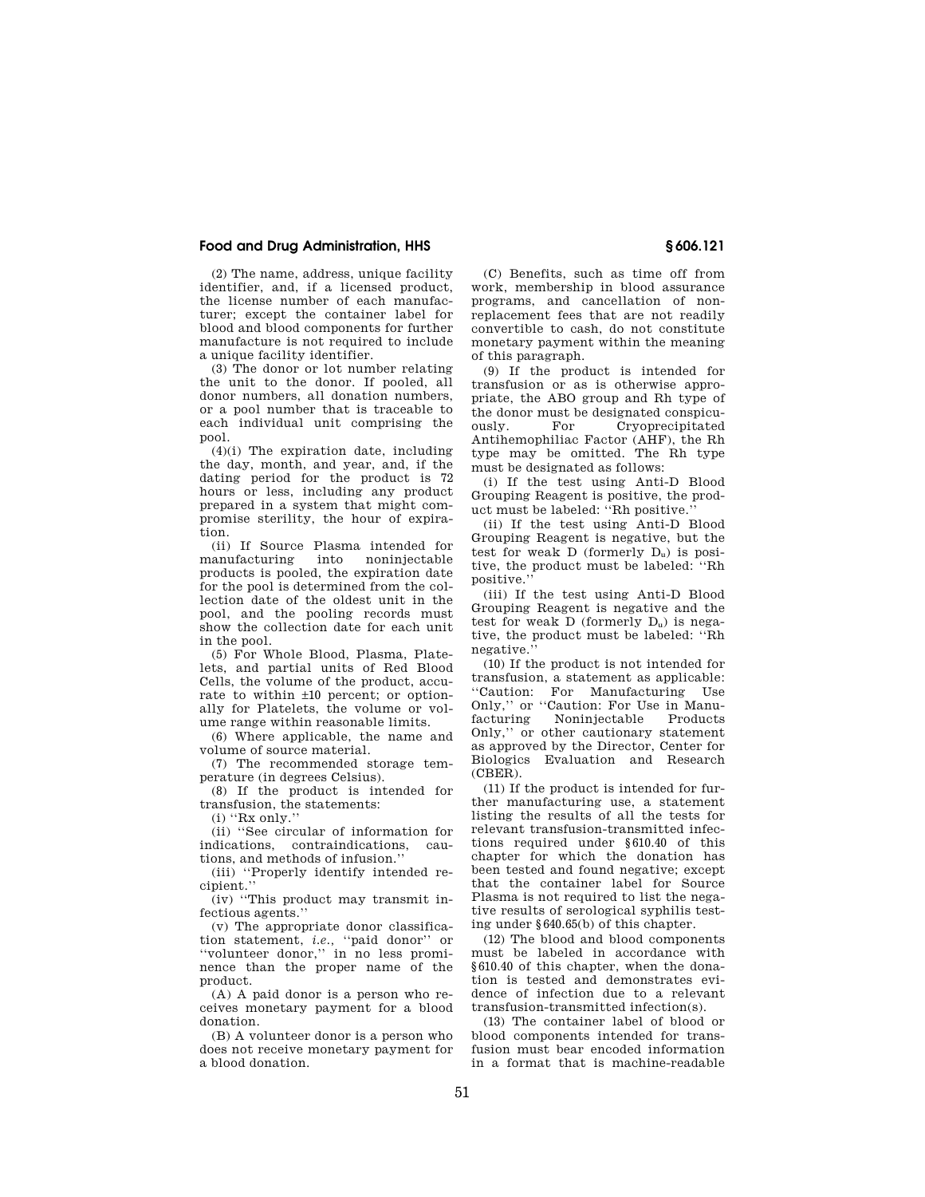(2) The name, address, unique facility identifier, and, if a licensed product, the license number of each manufacturer; except the container label for blood and blood components for further manufacture is not required to include a unique facility identifier.

(3) The donor or lot number relating the unit to the donor. If pooled, all donor numbers, all donation numbers, or a pool number that is traceable to each individual unit comprising the pool.

(4)(i) The expiration date, including the day, month, and year, and, if the dating period for the product is 72 hours or less, including any product prepared in a system that might compromise sterility, the hour of expiration.

(ii) If Source Plasma intended for manufacturing into noninjectable products is pooled, the expiration date for the pool is determined from the collection date of the oldest unit in the pool, and the pooling records must show the collection date for each unit in the pool.

(5) For Whole Blood, Plasma, Platelets, and partial units of Red Blood Cells, the volume of the product, accurate to within ±10 percent; or optionally for Platelets, the volume or volume range within reasonable limits.

(6) Where applicable, the name and volume of source material.

(7) The recommended storage temperature (in degrees Celsius).

(8) If the product is intended for transfusion, the statements:

(i) ''Rx only.''

(ii) ''See circular of information for indications, contraindications, cautions, and methods of infusion.''

(iii) ''Properly identify intended recipient.''

(iv) ''This product may transmit infectious agents.''

(v) The appropriate donor classification statement, *i.e.*, ''paid donor'' or ''volunteer donor,'' in no less prominence than the proper name of the product.

(A) A paid donor is a person who receives monetary payment for a blood donation.

(B) A volunteer donor is a person who does not receive monetary payment for a blood donation.

(C) Benefits, such as time off from work, membership in blood assurance programs, and cancellation of nonreplacement fees that are not readily convertible to cash, do not constitute monetary payment within the meaning of this paragraph.

(9) If the product is intended for transfusion or as is otherwise appropriate, the ABO group and Rh type of the donor must be designated conspicuously. For Cryoprecipitated Antihemophiliac Factor (AHF), the Rh type may be omitted. The Rh type must be designated as follows:

(i) If the test using Anti-D Blood Grouping Reagent is positive, the product must be labeled: ''Rh positive.''

(ii) If the test using Anti-D Blood Grouping Reagent is negative, but the test for weak D (formerly $D_u$) is positive, the product must be labeled: ''Rh positive.''

(iii) If the test using Anti-D Blood Grouping Reagent is negative and the test for weak D (formerly $D_u$) is negative, the product must be labeled: ''Rh negative.''

(10) If the product is not intended for transfusion, a statement as applicable: ''Caution: For Manufacturing Use Only,'' or ''Caution: For Use in Manufacturing Noninjectable Products Only,'' or other cautionary statement as approved by the Director, Center for Biologics Evaluation and Research (CBER).

(11) If the product is intended for further manufacturing use, a statement listing the results of all the tests for relevant transfusion-transmitted infections required under §610.40 of this chapter for which the donation has been tested and found negative; except that the container label for Source Plasma is not required to list the negative results of serological syphilis testing under §640.65(b) of this chapter.

(12) The blood and blood components must be labeled in accordance with §610.40 of this chapter, when the donation is tested and demonstrates evidence of infection due to a relevant transfusion-transmitted infection(s).

(13) The container label of blood or blood components intended for transfusion must bear encoded information in a format that is machine-readable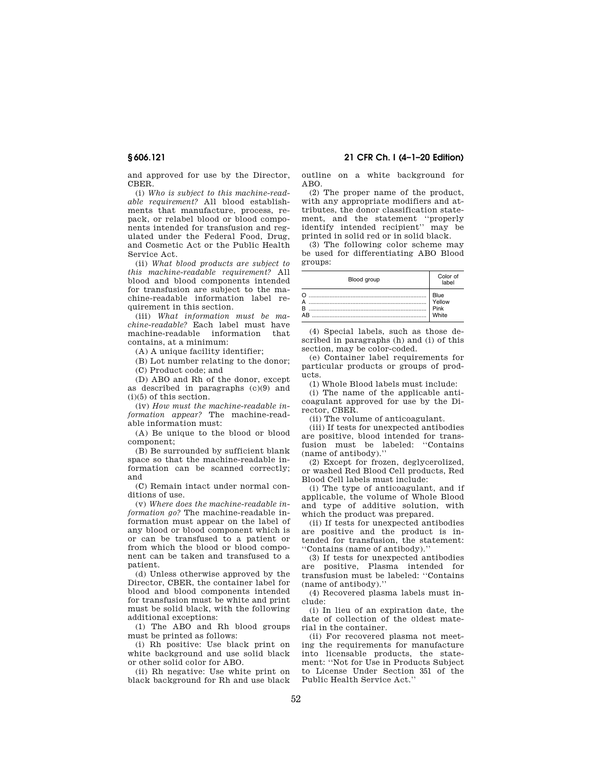and approved for use by the Director, CBER.

(i) *Who is subject to this machine-readable requirement?* All blood establishments that manufacture, process, repack, or relabel blood or blood components intended for transfusion and regulated under the Federal Food, Drug, and Cosmetic Act or the Public Health Service Act.

(ii) *What blood products are subject to this machine-readable requirement?* All blood and blood components intended for transfusion are subject to the machine-readable information label requirement in this section.

(iii) *What information must be machine-readable?* Each label must have machine-readable information that contains, at a minimum:

(A) A unique facility identifier;

(B) Lot number relating to the donor;

(C) Product code; and

(D) ABO and Rh of the donor, except as described in paragraphs (c)(9) and (i)(5) of this section.

(iv) *How must the machine-readable information appear?* The machine-readable information must:

(A) Be unique to the blood or blood component;

(B) Be surrounded by sufficient blank space so that the machine-readable information can be scanned correctly; and

(C) Remain intact under normal conditions of use.

(v) *Where does the machine-readable information go?* The machine-readable information must appear on the label of any blood or blood component which is or can be transfused to a patient or from which the blood or blood component can be taken and transfused to a patient.

(d) Unless otherwise approved by the Director, CBER, the container label for blood and blood components intended for transfusion must be white and print must be solid black, with the following additional exceptions:

(1) The ABO and Rh blood groups must be printed as follows:

(i) Rh positive: Use black print on white background and use solid black or other solid color for ABO.

(ii) Rh negative: Use white print on black background for Rh and use black outline on a white background for ABO.

(2) The proper name of the product, with any appropriate modifiers and attributes, the donor classification statement, and the statement ''properly identify intended recipient'' may be printed in solid red or in solid black.

(3) The following color scheme may be used for differentiating ABO Blood groups:

| Blood group | Color of label |
|---|---|
| O | Blue |
| A | Yellow |
| B | Pink |
| AB | White |

(4) Special labels, such as those described in paragraphs (h) and (i) of this section, may be color-coded.

(e) Container label requirements for particular products or groups of products.

(1) Whole Blood labels must include:

(i) The name of the applicable anticoagulant approved for use by the Director, CBER.

(ii) The volume of anticoagulant.

(iii) If tests for unexpected antibodies are positive, blood intended for transfusion must be labeled: ''Contains (name of antibody).''

(2) Except for frozen, deglycerolized, or washed Red Blood Cell products, Red Blood Cell labels must include:

(i) The type of anticoagulant, and if applicable, the volume of Whole Blood and type of additive solution, with which the product was prepared.

(ii) If tests for unexpected antibodies are positive and the product is intended for transfusion, the statement: ''Contains (name of antibody).''

(3) If tests for unexpected antibodies are positive, Plasma intended for transfusion must be labeled: ''Contains (name of antibody).''

(4) Recovered plasma labels must include:

(i) In lieu of an expiration date, the date of collection of the oldest material in the container.

(ii) For recovered plasma not meeting the requirements for manufacture into licensable products, the statement: ''Not for Use in Products Subject to License Under Section 351 of the Public Health Service Act.''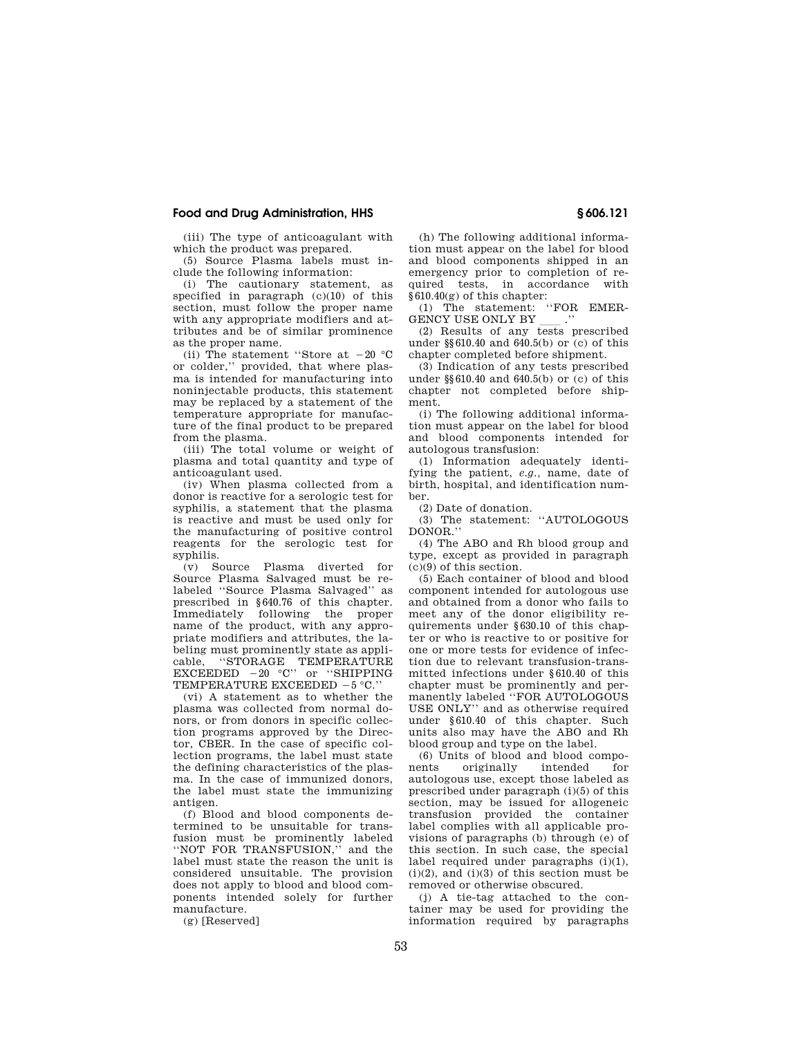(iii) The type of anticoagulant with which the product was prepared.

(5) Source Plasma labels must include the following information:

(i) The cautionary statement, as specified in paragraph (c)(10) of this section, must follow the proper name with any appropriate modifiers and attributes and be of similar prominence as the proper name.

(ii) The statement ''Store at −20 °C or colder,'' provided, that where plasma is intended for manufacturing into noninjectable products, this statement may be replaced by a statement of the temperature appropriate for manufacture of the final product to be prepared from the plasma.

(iii) The total volume or weight of plasma and total quantity and type of anticoagulant used.

(iv) When plasma collected from a donor is reactive for a serologic test for syphilis, a statement that the plasma is reactive and must be used only for the manufacturing of positive control reagents for the serologic test for syphilis.

(v) Source Plasma diverted for Source Plasma Salvaged must be relabeled ''Source Plasma Salvaged'' as prescribed in §640.76 of this chapter. Immediately following the proper name of the product, with any appropriate modifiers and attributes, the labeling must prominently state as applicable, ''STORAGE TEMPERATURE EXCEEDED −20 °C'' or ''SHIPPING TEMPERATURE EXCEEDED −5 °C.''

(vi) A statement as to whether the plasma was collected from normal donors, or from donors in specific collection programs approved by the Director, CBER. In the case of specific collection programs, the label must state the defining characteristics of the plasma. In the case of immunized donors, the label must state the immunizing antigen.

(f) Blood and blood components determined to be unsuitable for transfusion must be prominently labeled ''NOT FOR TRANSFUSION,'' and the label must state the reason the unit is considered unsuitable. The provision does not apply to blood and blood components intended solely for further manufacture.

(g) [Reserved]

(h) The following additional information must appear on the label for blood and blood components shipped in an emergency prior to completion of required tests, in accordance with §610.40(g) of this chapter:

(1) The statement: ''FOR EMERGENCY USE ONLY BY ___ .''

(2) Results of any tests prescribed under §§610.40 and 640.5(b) or (c) of this chapter completed before shipment.

(3) Indication of any tests prescribed under §§610.40 and 640.5(b) or (c) of this chapter not completed before shipment.

(i) The following additional information must appear on the label for blood and blood components intended for autologous transfusion:

(1) Information adequately identifying the patient, *e.g.*, name, date of birth, hospital, and identification number.

(2) Date of donation.

(3) The statement: ''AUTOLOGOUS DONOR.''

(4) The ABO and Rh blood group and type, except as provided in paragraph (c)(9) of this section.

(5) Each container of blood and blood component intended for autologous use and obtained from a donor who fails to meet any of the donor eligibility requirements under §630.10 of this chapter or who is reactive to or positive for one or more tests for evidence of infection due to relevant transfusion-transmitted infections under §610.40 of this chapter must be prominently and permanently labeled ''FOR AUTOLOGOUS USE ONLY'' and as otherwise required under §610.40 of this chapter. Such units also may have the ABO and Rh blood group and type on the label.

(6) Units of blood and blood components originally intended for autologous use, except those labeled as prescribed under paragraph (i)(5) of this section, may be issued for allogeneic transfusion provided the container label complies with all applicable provisions of paragraphs (b) through (e) of this section. In such case, the special label required under paragraphs (i)(1), (i)(2), and (i)(3) of this section must be removed or otherwise obscured.

(j) A tie-tag attached to the container may be used for providing the information required by paragraphs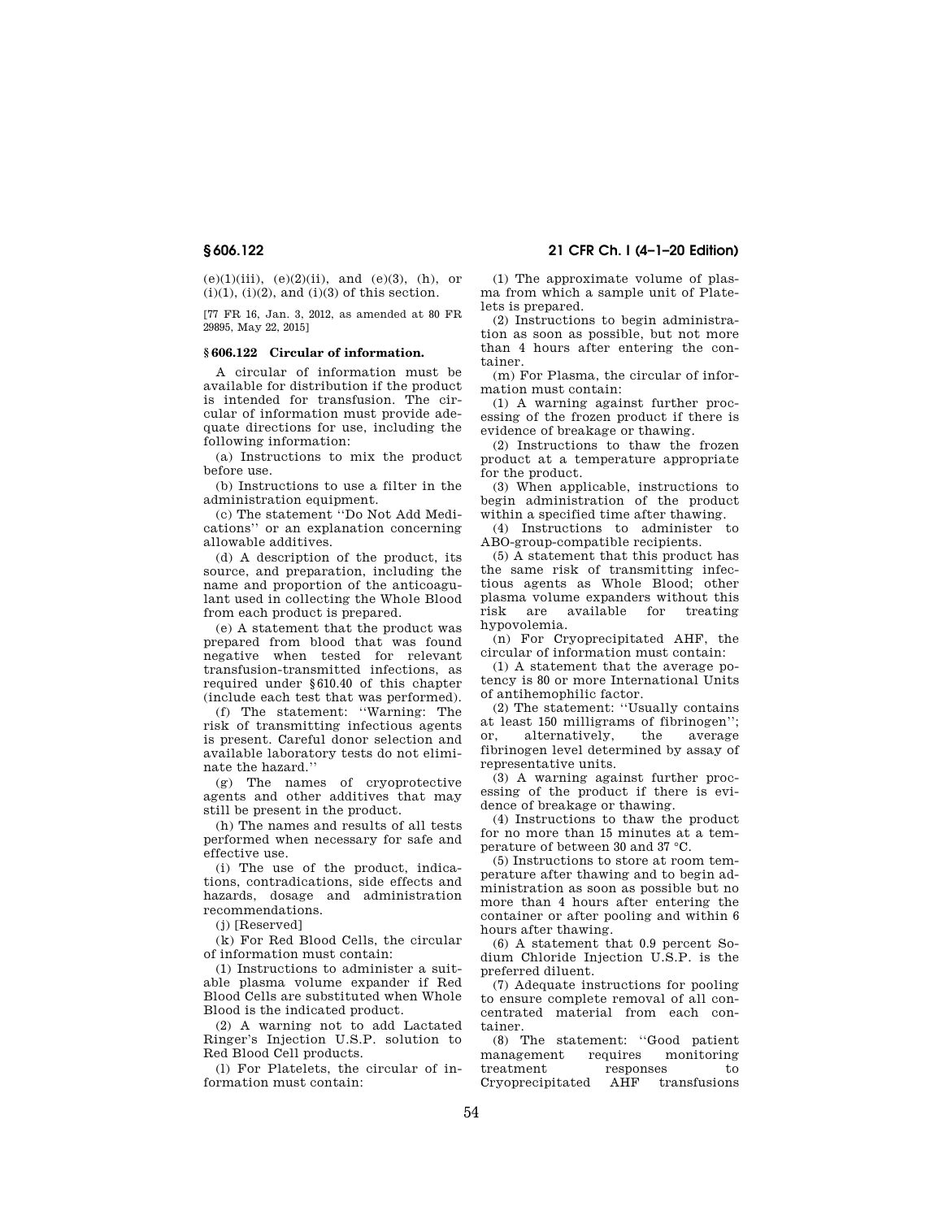(e)(1)(iii), (e)(2)(ii), and (e)(3), (h), or (i)(1), (i)(2), and (i)(3) of this section.

[77 FR 16, Jan. 3, 2012, as amended at 80 FR 29895, May 22, 2015]

### § 606.122 Circular of information.

A circular of information must be available for distribution if the product is intended for transfusion. The circular of information must provide adequate directions for use, including the following information:

(a) Instructions to mix the product before use.

(b) Instructions to use a filter in the administration equipment.

(c) The statement ''Do Not Add Medications'' or an explanation concerning allowable additives.

(d) A description of the product, its source, and preparation, including the name and proportion of the anticoagulant used in collecting the Whole Blood from each product is prepared.

(e) A statement that the product was prepared from blood that was found negative when tested for relevant transfusion-transmitted infections, as required under §610.40 of this chapter (include each test that was performed).

(f) The statement: ''Warning: The risk of transmitting infectious agents is present. Careful donor selection and available laboratory tests do not eliminate the hazard.''

(g) The names of cryoprotective agents and other additives that may still be present in the product.

(h) The names and results of all tests performed when necessary for safe and effective use.

(i) The use of the product, indications, contradications, side effects and hazards, dosage and administration recommendations.

(j) [Reserved]

(k) For Red Blood Cells, the circular of information must contain:

(1) Instructions to administer a suitable plasma volume expander if Red Blood Cells are substituted when Whole Blood is the indicated product.

(2) A warning not to add Lactated Ringer's Injection U.S.P. solution to Red Blood Cell products.

(l) For Platelets, the circular of information must contain:

(1) The approximate volume of plasma from which a sample unit of Platelets is prepared.

(2) Instructions to begin administration as soon as possible, but not more than 4 hours after entering the container.

(m) For Plasma, the circular of information must contain:

(1) A warning against further processing of the frozen product if there is evidence of breakage or thawing.

(2) Instructions to thaw the frozen product at a temperature appropriate for the product.

(3) When applicable, instructions to begin administration of the product within a specified time after thawing.

(4) Instructions to administer to ABO-group-compatible recipients.

(5) A statement that this product has the same risk of transmitting infectious agents as Whole Blood; other plasma volume expanders without this risk are available for treating hypovolemia.

(n) For Cryoprecipitated AHF, the circular of information must contain:

(1) A statement that the average potency is 80 or more International Units of antihemophilic factor.

(2) The statement: ''Usually contains at least 150 milligrams of fibrinogen''; or, alternatively, the average fibrinogen level determined by assay of representative units.

(3) A warning against further processing of the product if there is evidence of breakage or thawing.

(4) Instructions to thaw the product for no more than 15 minutes at a temperature of between 30 and 37 °C.

(5) Instructions to store at room temperature after thawing and to begin administration as soon as possible but no more than 4 hours after entering the container or after pooling and within 6 hours after thawing.

(6) A statement that 0.9 percent Sodium Chloride Injection U.S.P. is the preferred diluent.

(7) Adequate instructions for pooling to ensure complete removal of all concentrated material from each container.

(8) The statement: ''Good patient management requires monitoring treatment responses to Cryoprecipitated AHF transfusions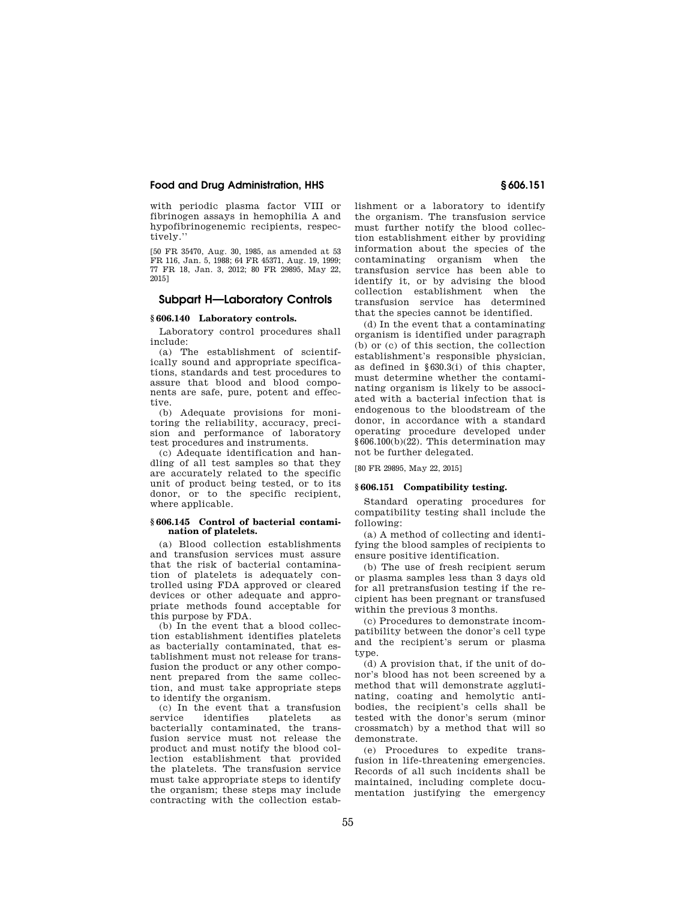with periodic plasma factor VIII or fibrinogen assays in hemophilia A and hypofibrinogenemic recipients, respectively.''

[50 FR 35470, Aug. 30, 1985, as amended at 53 FR 116, Jan. 5, 1988; 64 FR 45371, Aug. 19, 1999; 77 FR 18, Jan. 3, 2012; 80 FR 29895, May 22, 2015]

## Subpart H—Laboratory Controls

### § 606.140 Laboratory controls.

Laboratory control procedures shall include:

(a) The establishment of scientifically sound and appropriate specifications, standards and test procedures to assure that blood and blood components are safe, pure, potent and effective.

(b) Adequate provisions for monitoring the reliability, accuracy, precision and performance of laboratory test procedures and instruments.

(c) Adequate identification and handling of all test samples so that they are accurately related to the specific unit of product being tested, or to its donor, or to the specific recipient, where applicable.

### § 606.145 Control of bacterial contamination of platelets.

(a) Blood collection establishments and transfusion services must assure that the risk of bacterial contamination of platelets is adequately controlled using FDA approved or cleared devices or other adequate and appropriate methods found acceptable for this purpose by FDA.

(b) In the event that a blood collection establishment identifies platelets as bacterially contaminated, that establishment must not release for transfusion the product or any other component prepared from the same collection, and must take appropriate steps to identify the organism.

(c) In the event that a transfusion service identifies platelets as bacterially contaminated, the transfusion service must not release the product and must notify the blood collection establishment that provided the platelets. The transfusion service must take appropriate steps to identify the organism; these steps may include contracting with the collection establishment or a laboratory to identify the organism. The transfusion service must further notify the blood collection establishment either by providing information about the species of the contaminating organism when the transfusion service has been able to identify it, or by advising the blood collection establishment when the transfusion service has determined that the species cannot be identified.

(d) In the event that a contaminating organism is identified under paragraph (b) or (c) of this section, the collection establishment's responsible physician, as defined in §630.3(i) of this chapter, must determine whether the contaminating organism is likely to be associated with a bacterial infection that is endogenous to the bloodstream of the donor, in accordance with a standard operating procedure developed under §606.100(b)(22). This determination may not be further delegated.

[80 FR 29895, May 22, 2015]

### § 606.151 Compatibility testing.

Standard operating procedures for compatibility testing shall include the following:

(a) A method of collecting and identifying the blood samples of recipients to ensure positive identification.

(b) The use of fresh recipient serum or plasma samples less than 3 days old for all pretransfusion testing if the recipient has been pregnant or transfused within the previous 3 months.

(c) Procedures to demonstrate incompatibility between the donor's cell type and the recipient's serum or plasma type.

(d) A provision that, if the unit of donor's blood has not been screened by a method that will demonstrate agglutinating, coating and hemolytic antibodies, the recipient's cells shall be tested with the donor's serum (minor crossmatch) by a method that will so demonstrate.

(e) Procedures to expedite transfusion in life-threatening emergencies. Records of all such incidents shall be maintained, including complete documentation justifying the emergency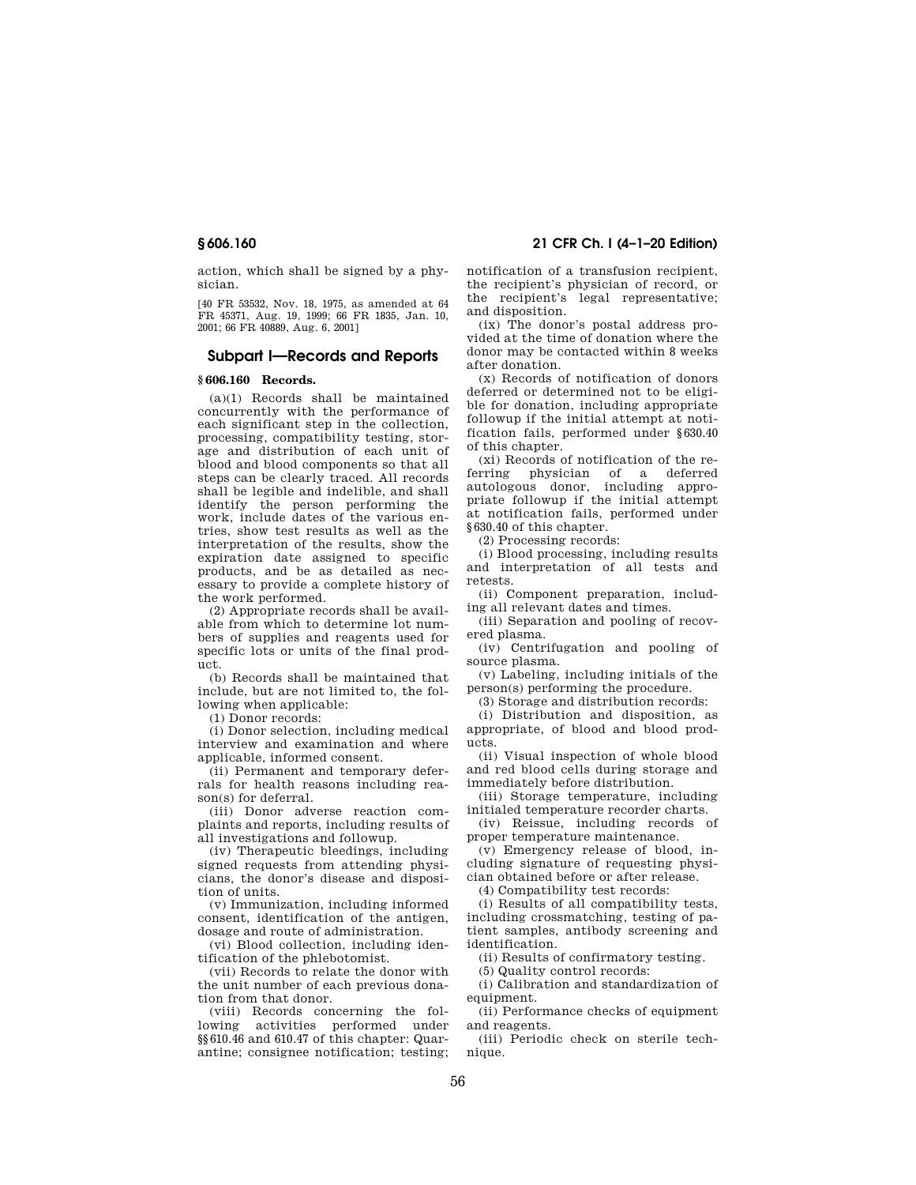action, which shall be signed by a physician.

[40 FR 53532, Nov. 18, 1975, as amended at 64 FR 45371, Aug. 19, 1999; 66 FR 1835, Jan. 10, 2001; 66 FR 40889, Aug. 6, 2001]

## Subpart I—Records and Reports

### § 606.160 Records.

(a)(1) Records shall be maintained concurrently with the performance of each significant step in the collection, processing, compatibility testing, storage and distribution of each unit of blood and blood components so that all steps can be clearly traced. All records shall be legible and indelible, and shall identify the person performing the work, include dates of the various entries, show test results as well as the interpretation of the results, show the expiration date assigned to specific products, and be as detailed as necessary to provide a complete history of the work performed.

(2) Appropriate records shall be available from which to determine lot numbers of supplies and reagents used for specific lots or units of the final product.

(b) Records shall be maintained that include, but are not limited to, the following when applicable:

(1) Donor records:

(i) Donor selection, including medical interview and examination and where applicable, informed consent.

(ii) Permanent and temporary deferrals for health reasons including reason(s) for deferral.

(iii) Donor adverse reaction complaints and reports, including results of all investigations and followup.

(iv) Therapeutic bleedings, including signed requests from attending physicians, the donor's disease and disposition of units.

(v) Immunization, including informed consent, identification of the antigen, dosage and route of administration.

(vi) Blood collection, including identification of the phlebotomist.

(vii) Records to relate the donor with the unit number of each previous donation from that donor.

(viii) Records concerning the following activities performed under §§ 610.46 and 610.47 of this chapter: Quarantine; consignee notification; testing; notification of a transfusion recipient, the recipient's physician of record, or the recipient's legal representative; and disposition.

(ix) The donor's postal address provided at the time of donation where the donor may be contacted within 8 weeks after donation.

(x) Records of notification of donors deferred or determined not to be eligible for donation, including appropriate followup if the initial attempt at notification fails, performed under § 630.40 of this chapter.

(xi) Records of notification of the referring physician of a deferred autologous donor, including appropriate followup if the initial attempt at notification fails, performed under § 630.40 of this chapter.

(2) Processing records:

(i) Blood processing, including results and interpretation of all tests and retests.

(ii) Component preparation, including all relevant dates and times.

(iii) Separation and pooling of recovered plasma.

(iv) Centrifugation and pooling of source plasma.

(v) Labeling, including initials of the person(s) performing the procedure.

(3) Storage and distribution records:

(i) Distribution and disposition, as appropriate, of blood and blood products.

(ii) Visual inspection of whole blood and red blood cells during storage and immediately before distribution.

(iii) Storage temperature, including initialed temperature recorder charts.

(iv) Reissue, including records of proper temperature maintenance.

(v) Emergency release of blood, including signature of requesting physician obtained before or after release.

(4) Compatibility test records:

(i) Results of all compatibility tests, including crossmatching, testing of patient samples, antibody screening and identification.

(ii) Results of confirmatory testing.

(5) Quality control records:

(i) Calibration and standardization of equipment.

(ii) Performance checks of equipment and reagents.

(iii) Periodic check on sterile technique.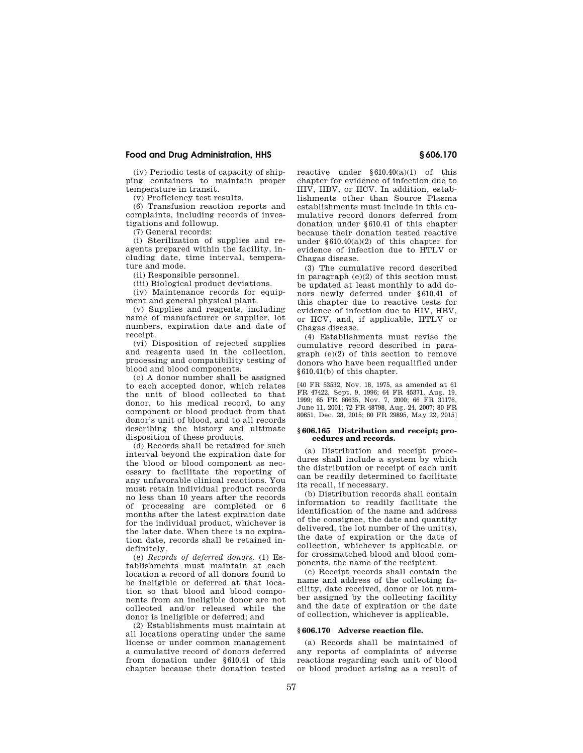(iv) Periodic tests of capacity of shipping containers to maintain proper temperature in transit.

(v) Proficiency test results.

(6) Transfusion reaction reports and complaints, including records of investigations and followup.

(7) General records:

(i) Sterilization of supplies and reagents prepared within the facility, including date, time interval, temperature and mode.

(ii) Responsible personnel.

(iii) Biological product deviations.

(iv) Maintenance records for equipment and general physical plant.

(v) Supplies and reagents, including name of manufacturer or supplier, lot numbers, expiration date and date of receipt.

(vi) Disposition of rejected supplies and reagents used in the collection, processing and compatibility testing of blood and blood components.

(c) A donor number shall be assigned to each accepted donor, which relates the unit of blood collected to that donor, to his medical record, to any component or blood product from that donor's unit of blood, and to all records describing the history and ultimate disposition of these products.

(d) Records shall be retained for such interval beyond the expiration date for the blood or blood component as necessary to facilitate the reporting of any unfavorable clinical reactions. You must retain individual product records no less than 10 years after the records of processing are completed or 6 months after the latest expiration date for the individual product, whichever is the later date. When there is no expiration date, records shall be retained indefinitely.

(e) *Records of deferred donors.* (1) Establishments must maintain at each location a record of all donors found to be ineligible or deferred at that location so that blood and blood components from an ineligible donor are not collected and/or released while the donor is ineligible or deferred; and

(2) Establishments must maintain at all locations operating under the same license or under common management a cumulative record of donors deferred from donation under §610.41 of this chapter because their donation tested reactive under §610.40(a)(1) of this chapter for evidence of infection due to HIV, HBV, or HCV. In addition, establishments other than Source Plasma establishments must include in this cumulative record donors deferred from donation under §610.41 of this chapter because their donation tested reactive under §610.40(a)(2) of this chapter for evidence of infection due to HTLV or Chagas disease.

(3) The cumulative record described in paragraph (e)(2) of this section must be updated at least monthly to add donors newly deferred under §610.41 of this chapter due to reactive tests for evidence of infection due to HIV, HBV, or HCV, and, if applicable, HTLV or Chagas disease.

(4) Establishments must revise the cumulative record described in paragraph (e)(2) of this section to remove donors who have been requalified under §610.41(b) of this chapter.

[40 FR 53532, Nov. 18, 1975, as amended at 61 FR 47422, Sept. 9, 1996; 64 FR 45371, Aug. 19, 1999; 65 FR 66635, Nov. 7, 2000; 66 FR 31176, June 11, 2001; 72 FR 48798, Aug. 24, 2007; 80 FR 80651, Dec. 28, 2015; 80 FR 29895, May 22, 2015]

### § 606.165 Distribution and receipt; procedures and records.

(a) Distribution and receipt procedures shall include a system by which the distribution or receipt of each unit can be readily determined to facilitate its recall, if necessary.

(b) Distribution records shall contain information to readily facilitate the identification of the name and address of the consignee, the date and quantity delivered, the lot number of the unit(s), the date of expiration or the date of collection, whichever is applicable, or for crossmatched blood and blood components, the name of the recipient.

(c) Receipt records shall contain the name and address of the collecting facility, date received, donor or lot number assigned by the collecting facility and the date of expiration or the date of collection, whichever is applicable.

### § 606.170 Adverse reaction file.

(a) Records shall be maintained of any reports of complaints of adverse reactions regarding each unit of blood or blood product arising as a result of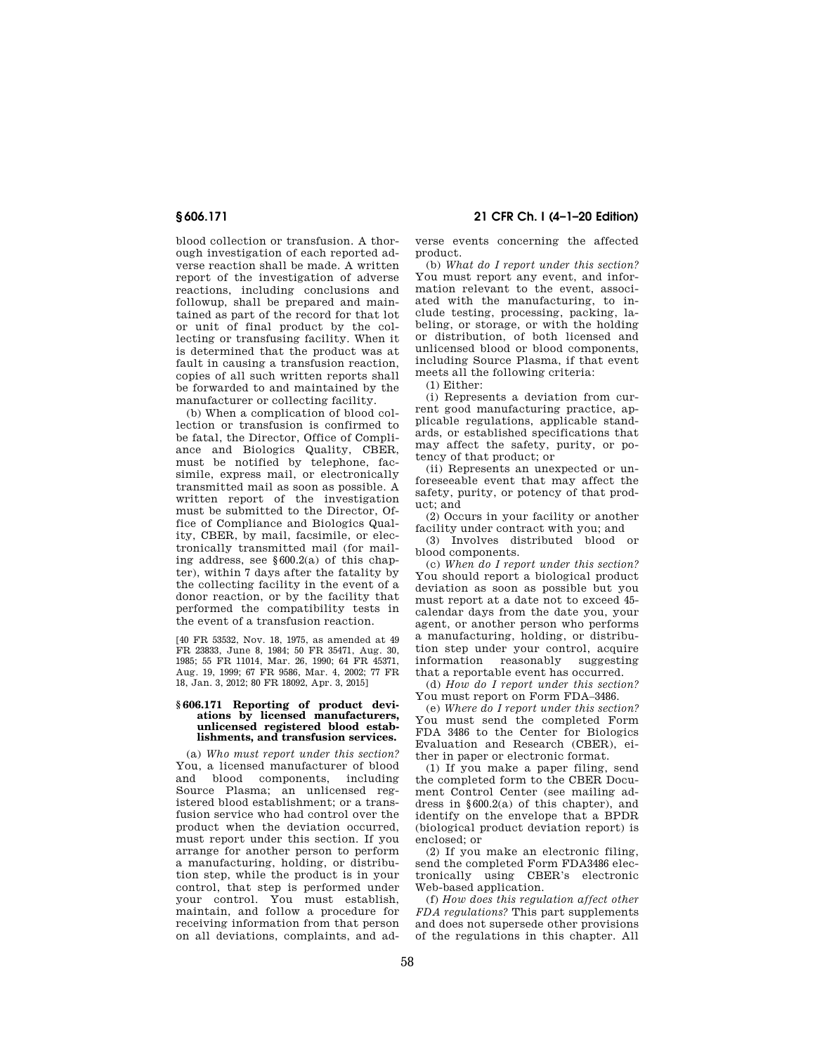blood collection or transfusion. A thorough investigation of each reported adverse reaction shall be made. A written report of the investigation of adverse reactions, including conclusions and followup, shall be prepared and maintained as part of the record for that lot or unit of final product by the collecting or transfusing facility. When it is determined that the product was at fault in causing a transfusion reaction, copies of all such written reports shall be forwarded to and maintained by the manufacturer or collecting facility.

(b) When a complication of blood collection or transfusion is confirmed to be fatal, the Director, Office of Compliance and Biologics Quality, CBER, must be notified by telephone, facsimile, express mail, or electronically transmitted mail as soon as possible. A written report of the investigation must be submitted to the Director, Office of Compliance and Biologics Quality, CBER, by mail, facsimile, or electronically transmitted mail (for mailing address, see §600.2(a) of this chapter), within 7 days after the fatality by the collecting facility in the event of a donor reaction, or by the facility that performed the compatibility tests in the event of a transfusion reaction.

[40 FR 53532, Nov. 18, 1975, as amended at 49 FR 23833, June 8, 1984; 50 FR 35471, Aug. 30, 1985; 55 FR 11014, Mar. 26, 1990; 64 FR 45371, Aug. 19, 1999; 67 FR 9586, Mar. 4, 2002; 77 FR 18, Jan. 3, 2012; 80 FR 18092, Apr. 3, 2015]

### §606.171 Reporting of product deviations by licensed manufacturers, unlicensed registered blood establishments, and transfusion services.

(a) *Who must report under this section?* You, a licensed manufacturer of blood and blood components, including Source Plasma; an unlicensed registered blood establishment; or a transfusion service who had control over the product when the deviation occurred, must report under this section. If you arrange for another person to perform a manufacturing, holding, or distribution step, while the product is in your control, that step is performed under your control. You must establish, maintain, and follow a procedure for receiving information from that person on all deviations, complaints, and adverse events concerning the affected product.

(b) *What do I report under this section?* You must report any event, and information relevant to the event, associated with the manufacturing, to include testing, processing, packing, labeling, or storage, or with the holding or distribution, of both licensed and unlicensed blood or blood components, including Source Plasma, if that event meets all the following criteria:

(1) Either:

(i) Represents a deviation from current good manufacturing practice, applicable regulations, applicable standards, or established specifications that may affect the safety, purity, or potency of that product; or

(ii) Represents an unexpected or unforeseeable event that may affect the safety, purity, or potency of that product; and

(2) Occurs in your facility or another facility under contract with you; and

(3) Involves distributed blood or blood components.

(c) *When do I report under this section?* You should report a biological product deviation as soon as possible but you must report at a date not to exceed 45-calendar days from the date you, your agent, or another person who performs a manufacturing, holding, or distribution step under your control, acquire information reasonably suggesting that a reportable event has occurred.

(d) *How do I report under this section?* You must report on Form FDA–3486.

(e) *Where do I report under this section?* You must send the completed Form FDA 3486 to the Center for Biologics Evaluation and Research (CBER), either in paper or electronic format.

(1) If you make a paper filing, send the completed form to the CBER Document Control Center (see mailing address in §600.2(a) of this chapter), and identify on the envelope that a BPDR (biological product deviation report) is enclosed; or

(2) If you make an electronic filing, send the completed Form FDA3486 electronically using CBER's electronic Web-based application.

(f) *How does this regulation affect other FDA regulations?* This part supplements and does not supersede other provisions of the regulations in this chapter. All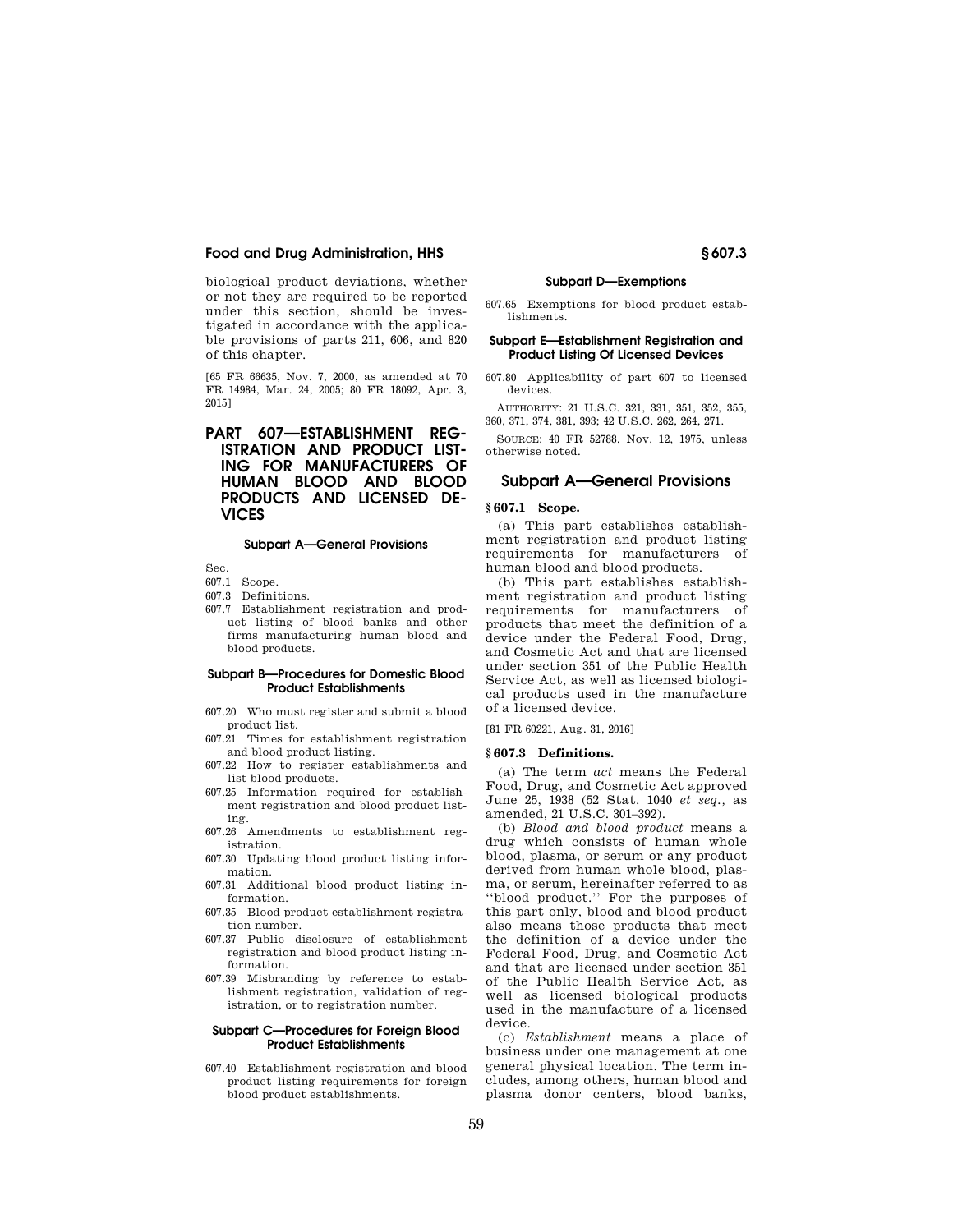biological product deviations, whether or not they are required to be reported under this section, should be investigated in accordance with the applicable provisions of parts 211, 606, and 820 of this chapter.

[65 FR 66635, Nov. 7, 2000, as amended at 70 FR 14984, Mar. 24, 2005; 80 FR 18092, Apr. 3, 2015]

# PART 607—ESTABLISHMENT REGISTRATION AND PRODUCT LISTING FOR MANUFACTURERS OF HUMAN BLOOD AND BLOOD PRODUCTS AND LICENSED DEVICES

#### Subpart A—General Provisions

Sec.
607.1 Scope.
607.3 Definitions.
607.7 Establishment registration and product listing of blood banks and other firms manufacturing human blood and blood products.

#### Subpart B—Procedures for Domestic Blood Product Establishments

607.20 Who must register and submit a blood product list.
607.21 Times for establishment registration and blood product listing.
607.22 How to register establishments and list blood products.
607.25 Information required for establishment registration and blood product listing.
607.26 Amendments to establishment registration.
607.30 Updating blood product listing information.
607.31 Additional blood product listing information.
607.35 Blood product establishment registration number.
607.37 Public disclosure of establishment registration and blood product listing information.
607.39 Misbranding by reference to establishment registration, validation of registration, or to registration number.

#### Subpart C—Procedures for Foreign Blood Product Establishments

607.40 Establishment registration and blood product listing requirements for foreign blood product establishments.

#### Subpart D—Exemptions

607.65 Exemptions for blood product establishments.

#### Subpart E—Establishment Registration and Product Listing Of Licensed Devices

607.80 Applicability of part 607 to licensed devices.

AUTHORITY: 21 U.S.C. 321, 331, 351, 352, 355, 360, 371, 374, 381, 393; 42 U.S.C. 262, 264, 271.

SOURCE: 40 FR 52788, Nov. 12, 1975, unless otherwise noted.

## Subpart A—General Provisions

### § 607.1 Scope.

(a) This part establishes establishment registration and product listing requirements for manufacturers of human blood and blood products.

(b) This part establishes establishment registration and product listing requirements for manufacturers of products that meet the definition of a device under the Federal Food, Drug, and Cosmetic Act and that are licensed under section 351 of the Public Health Service Act, as well as licensed biological products used in the manufacture of a licensed device.

[81 FR 60221, Aug. 31, 2016]

### § 607.3 Definitions.

(a) The term *act* means the Federal Food, Drug, and Cosmetic Act approved June 25, 1938 (52 Stat. 1040 *et seq.*, as amended, 21 U.S.C. 301–392).

(b) *Blood and blood product* means a drug which consists of human whole blood, plasma, or serum or any product derived from human whole blood, plasma, or serum, hereinafter referred to as ''blood product.'' For the purposes of this part only, blood and blood product also means those products that meet the definition of a device under the Federal Food, Drug, and Cosmetic Act and that are licensed under section 351 of the Public Health Service Act, as well as licensed biological products used in the manufacture of a licensed device.

(c) *Establishment* means a place of business under one management at one general physical location. The term includes, among others, human blood and plasma donor centers, blood banks,